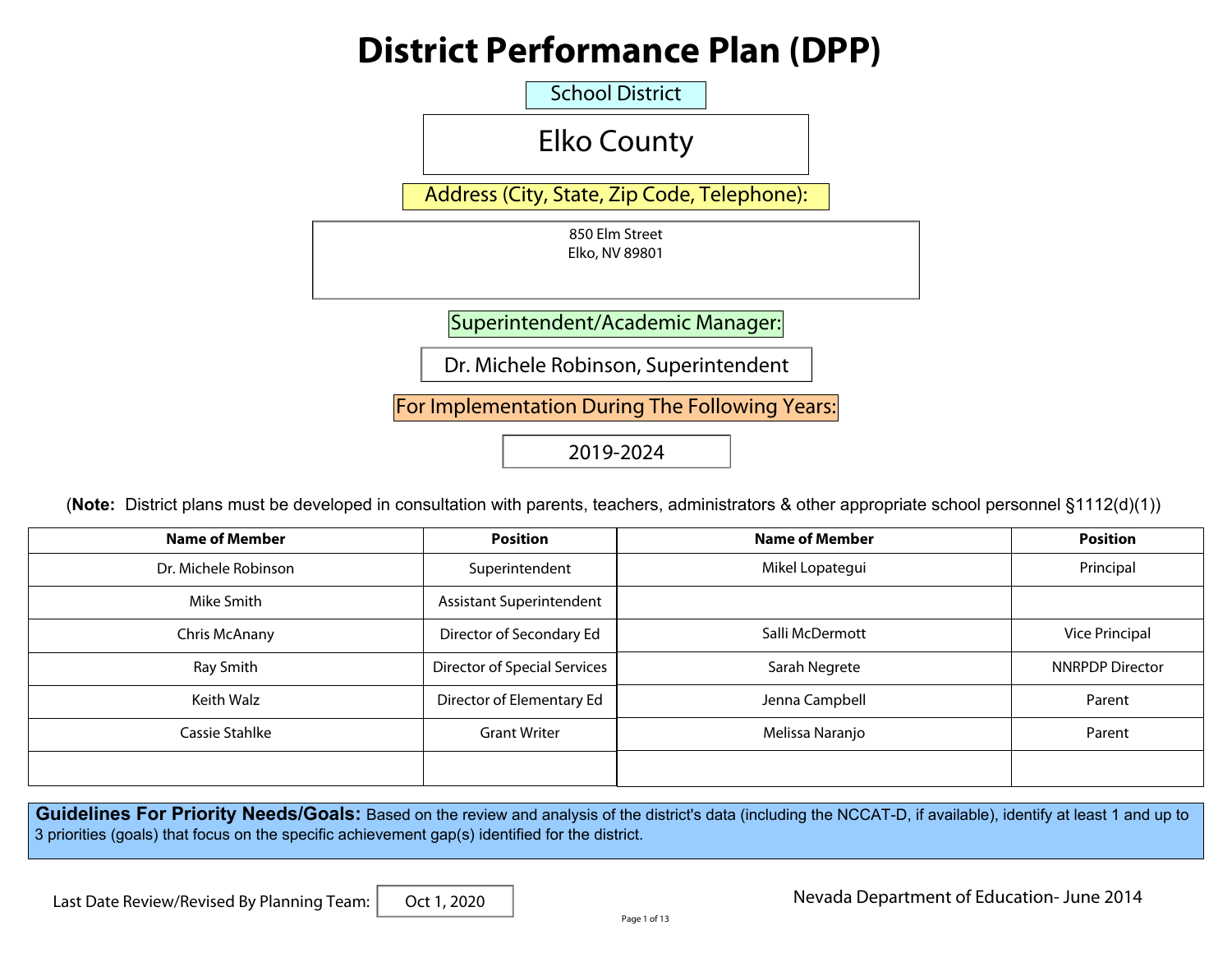# District Performance Plan (DPP)

**School District**

Elko County

**Address (City, State, Zip Code, Telephone):**

850 Elm Street
Elko, NV 89801

**Superintendent/Academic Manager:**

Dr. Michele Robinson, Superintendent

**For Implementation During The Following Years:**

2019-2024

(**Note:** District plans must be developed in consultation with parents, teachers, administrators & other appropriate school personnel §1112(d)(1))

| Name of Member | Position | Name of Member | Position |
|---|---|---|---|
| Dr. Michele Robinson | Superintendent | Mikel Lopategui | Principal |
| Mike Smith | Assistant Superintendent | | |
| Chris McAnany | Director of Secondary Ed | Salli McDermott | Vice Principal |
| Ray Smith | Director of Special Services | Sarah Negrete | NNRPDP Director |
| Keith Walz | Director of Elementary Ed | Jenna Campbell | Parent |
| Cassie Stahlke | Grant Writer | Melissa Naranjo | Parent |
| | | | |

**Guidelines For Priority Needs/Goals:** Based on the review and analysis of the district's data (including the NCCAT-D, if available), identify at least 1 and up to 3 priorities (goals) that focus on the specific achievement gap(s) identified for the district.

Last Date Review/Revised By Planning Team: Oct 1, 2020

Nevada Department of Education- June 2014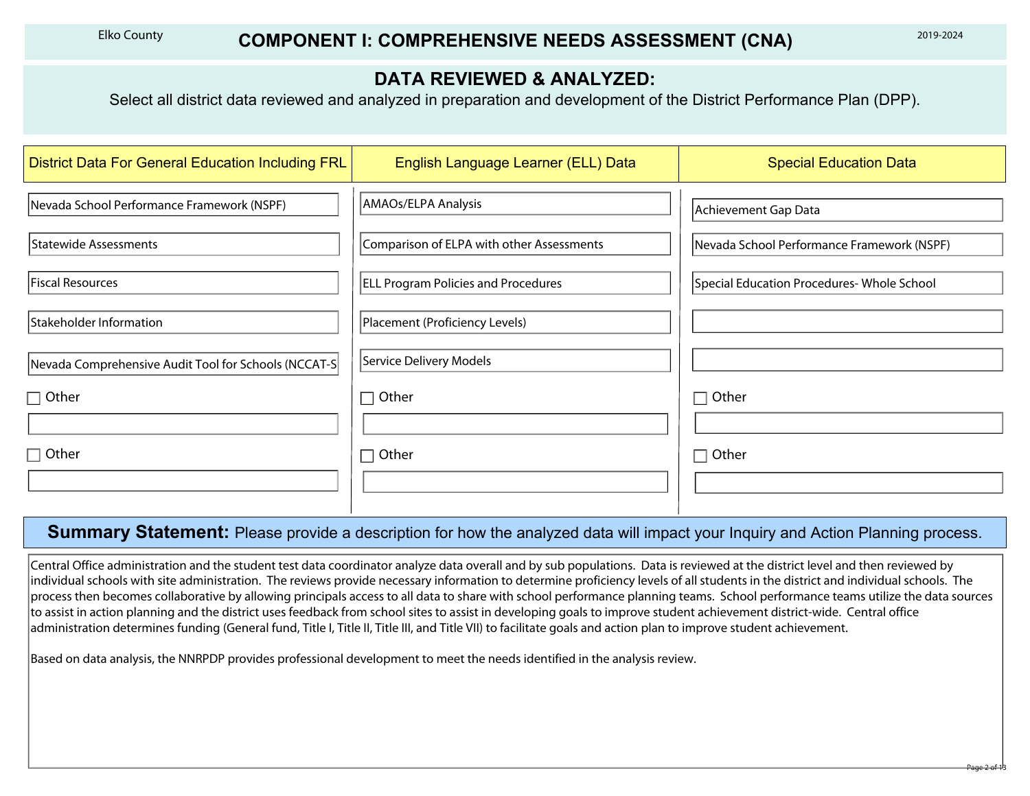Elko County

# COMPONENT I: COMPREHENSIVE NEEDS ASSESSMENT (CNA)

2019-2024

## DATA REVIEWED & ANALYZED:

Select all district data reviewed and analyzed in preparation and development of the District Performance Plan (DPP).

| District Data For General Education Including FRL | English Language Learner (ELL) Data | Special Education Data |
|---|---|---|
| Nevada School Performance Framework (NSPF) | AMAOs/ELPA Analysis | Achievement Gap Data |
| Statewide Assessments | Comparison of ELPA with other Assessments | Nevada School Performance Framework (NSPF) |
| Fiscal Resources | ELL Program Policies and Procedures | Special Education Procedures- Whole School |
| Stakeholder Information | Placement (Proficiency Levels) | |
| Nevada Comprehensive Audit Tool for Schools (NCCAT-S | Service Delivery Models | |
| ☐ Other | ☐ Other | ☐ Other |
| | | |
| ☐ Other | ☐ Other | ☐ Other |
| | | |

**Summary Statement:** Please provide a description for how the analyzed data will impact your Inquiry and Action Planning process.

Central Office administration and the student test data coordinator analyze data overall and by sub populations. Data is reviewed at the district level and then reviewed by individual schools with site administration. The reviews provide necessary information to determine proficiency levels of all students in the district and individual schools. The process then becomes collaborative by allowing principals access to all data to share with school performance planning teams. School performance teams utilize the data sources to assist in action planning and the district uses feedback from school sites to assist in developing goals to improve student achievement district-wide. Central office administration determines funding (General fund, Title I, Title II, Title III, and Title VII) to facilitate goals and action plan to improve student achievement.

Based on data analysis, the NNRPDP provides professional development to meet the needs identified in the analysis review.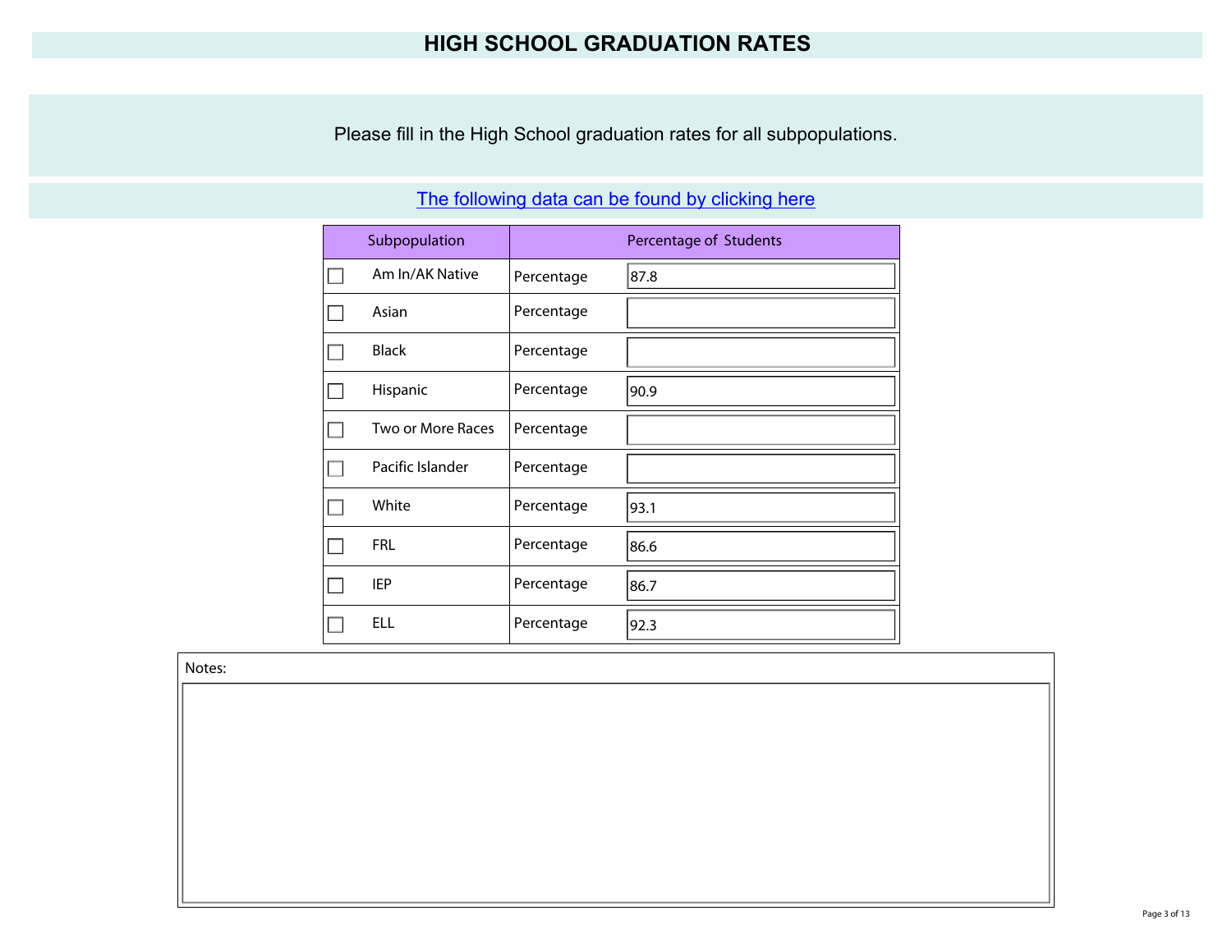# HIGH SCHOOL GRADUATION RATES

Please fill in the High School graduation rates for all subpopulations.

The following data can be found by clicking here

| | Subpopulation | Percentage of Students | |
|---|---|---|---|
| ☐ | Am In/AK Native | Percentage | 87.8 |
| ☐ | Asian | Percentage | |
| ☐ | Black | Percentage | |
| ☐ | Hispanic | Percentage | 90.9 |
| ☐ | Two or More Races | Percentage | |
| ☐ | Pacific Islander | Percentage | |
| ☐ | White | Percentage | 93.1 |
| ☐ | FRL | Percentage | 86.6 |
| ☐ | IEP | Percentage | 86.7 |
| ☐ | ELL | Percentage | 92.3 |

Notes: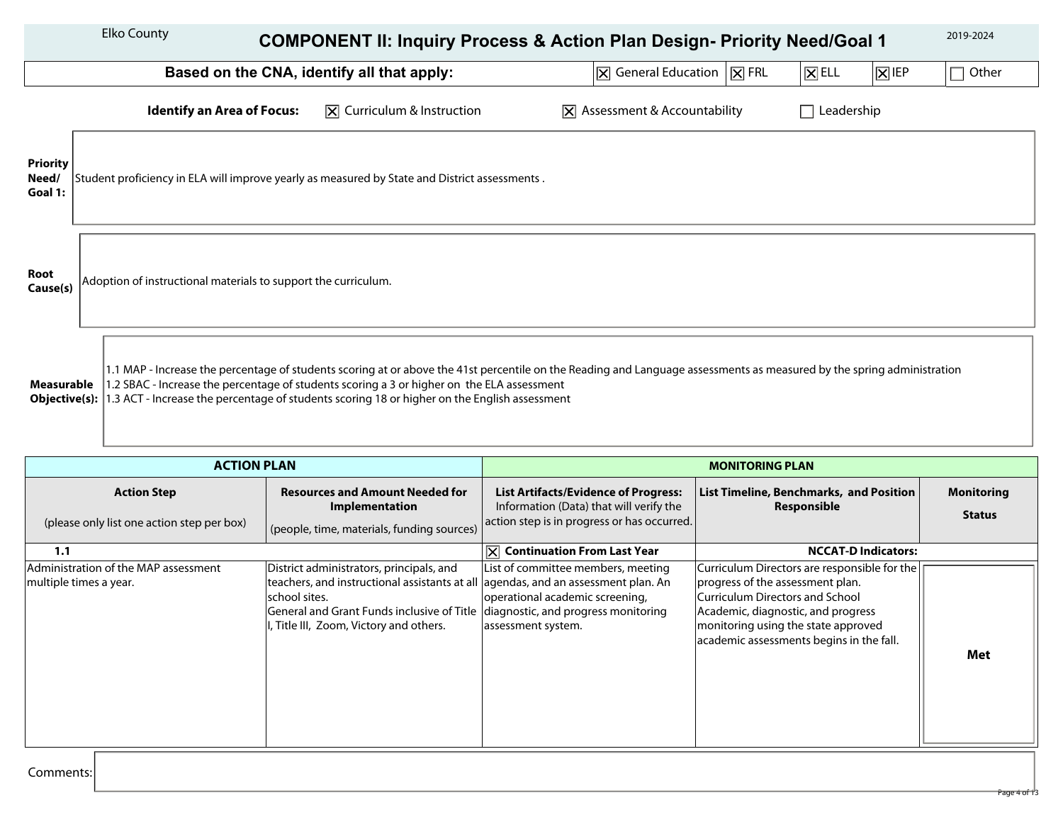Elko County

# COMPONENT II: Inquiry Process & Action Plan Design- Priority Need/Goal 1

2019-2024

**Based on the CNA, identify all that apply:** ☒ General Education ☒ FRL ☒ ELL ☒ IEP ☐ Other

**Identify an Area of Focus:** ☒ Curriculum & Instruction ☒ Assessment & Accountability ☐ Leadership

**Priority Need/ Goal 1:** Student proficiency in ELA will improve yearly as measured by State and District assessments .

**Root Cause(s):** Adoption of instructional materials to support the curriculum.

**Measurable Objective(s):**
1.1 MAP - Increase the percentage of students scoring at or above the 41st percentile on the Reading and Language assessments as measured by the spring administration
1.2 SBAC - Increase the percentage of students scoring a 3 or higher on the ELA assessment
1.3 ACT - Increase the percentage of students scoring 18 or higher on the English assessment

| ACTION PLAN | | MONITORING PLAN | | |
|---|---|---|---|---|
| **Action Step** (please only list one action step per box) | **Resources and Amount Needed for Implementation** (people, time, materials, funding sources) | **List Artifacts/Evidence of Progress:** Information (Data) that will verify the action step is in progress or has occurred. | **List Timeline, Benchmarks, and Position Responsible** | **Monitoring Status** |
| **1.1** | | ☒ **Continuation From Last Year** | **NCCAT-D Indicators:** | |
| Administration of the MAP assessment multiple times a year. | District administrators, principals, and teachers, and instructional assistants at all school sites. General and Grant Funds inclusive of Title I, Title III, Zoom, Victory and others. | List of committee members, meeting agendas, and an assessment plan. An operational academic screening, diagnostic, and progress monitoring assessment system. | Curriculum Directors are responsible for the progress of the assessment plan. Curriculum Directors and School Academic, diagnostic, and progress monitoring using the state approved academic assessments begins in the fall. | **Met** |

Comments: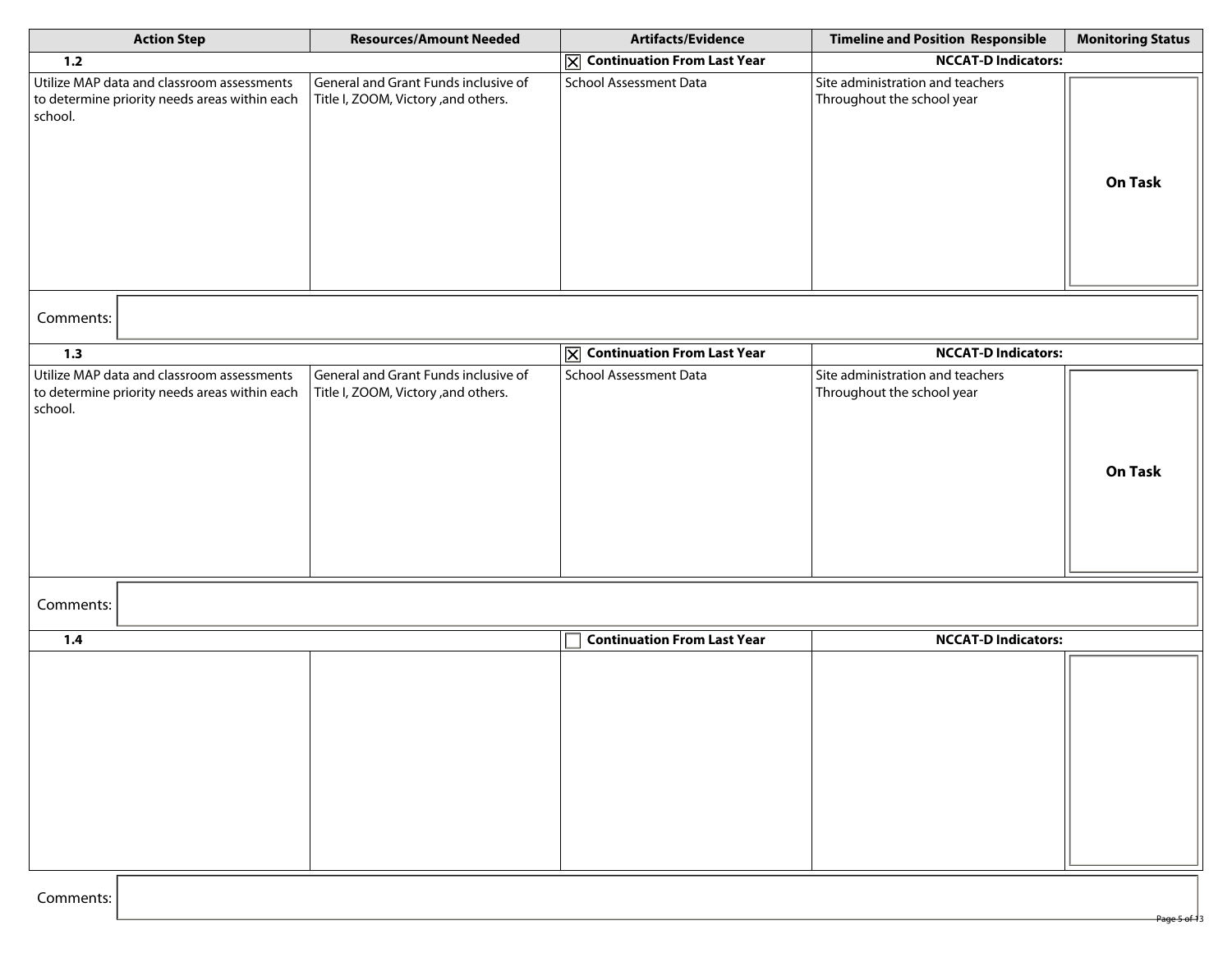| Action Step | Resources/Amount Needed | Artifacts/Evidence | Timeline and Position Responsible | Monitoring Status |
|---|---|---|---|---|
| **1.2** | | ☒ **Continuation From Last Year** | **NCCAT-D Indicators:** | |
| Utilize MAP data and classroom assessments to determine priority needs areas within each school. | General and Grant Funds inclusive of Title I, ZOOM, Victory ,and others. | School Assessment Data | Site administration and teachers Throughout the school year | **On Task** |
| Comments: | | | | |
| **1.3** | | ☒ **Continuation From Last Year** | **NCCAT-D Indicators:** | |
| Utilize MAP data and classroom assessments to determine priority needs areas within each school. | General and Grant Funds inclusive of Title I, ZOOM, Victory ,and others. | School Assessment Data | Site administration and teachers Throughout the school year | **On Task** |
| Comments: | | | | |
| **1.4** | | ☐ **Continuation From Last Year** | **NCCAT-D Indicators:** | |
| | | | | |
| Comments: | | | | |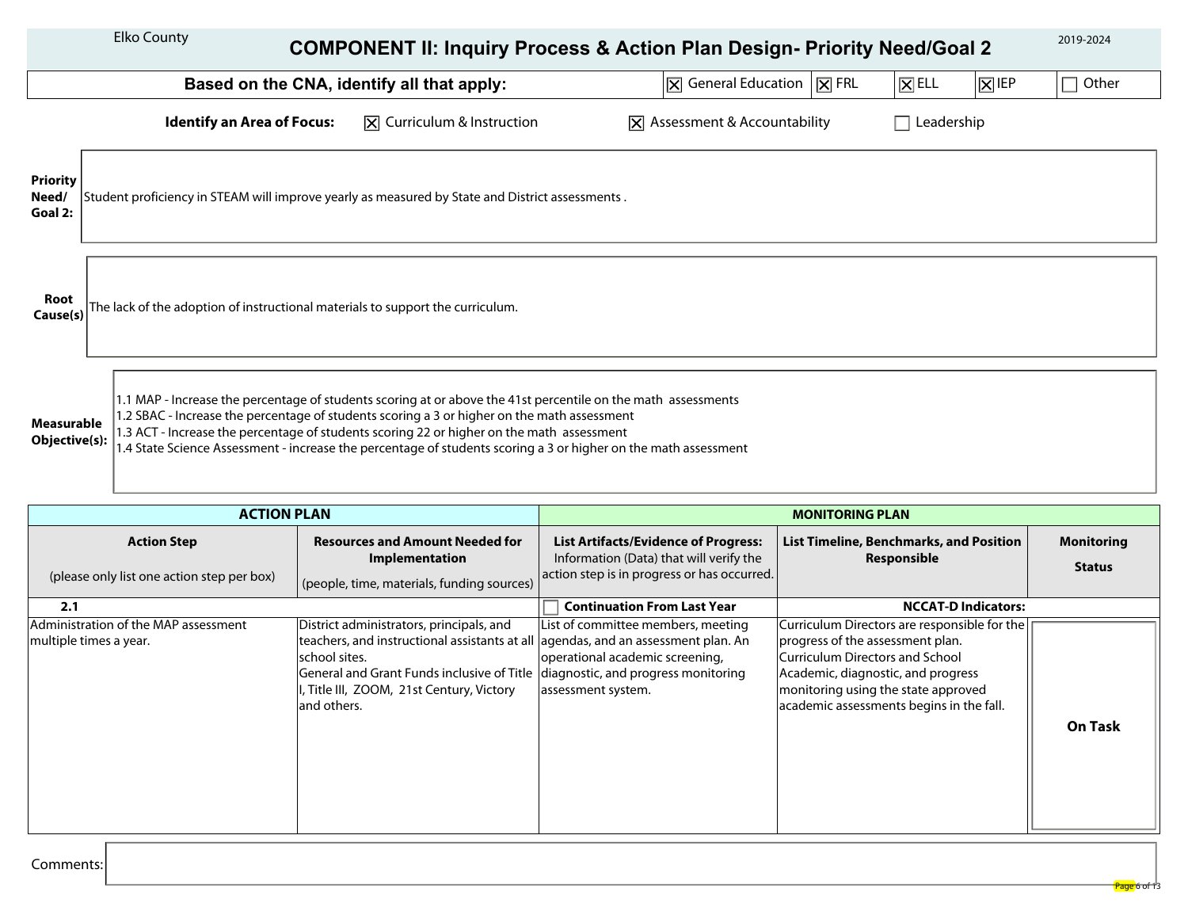Elko County

# COMPONENT II: Inquiry Process & Action Plan Design- Priority Need/Goal 2

2019-2024

**Based on the CNA, identify all that apply:** ☒ General Education ☒ FRL ☒ ELL ☒ IEP ☐ Other

**Identify an Area of Focus:** ☒ Curriculum & Instruction ☒ Assessment & Accountability ☐ Leadership

**Priority Need/ Goal 2:** Student proficiency in STEAM will improve yearly as measured by State and District assessments .

**Root Cause(s)** The lack of the adoption of instructional materials to support the curriculum.

**Measurable Objective(s):**

1.1 MAP - Increase the percentage of students scoring at or above the 41st percentile on the math assessments
1.2 SBAC - Increase the percentage of students scoring a 3 or higher on the math assessment
1.3 ACT - Increase the percentage of students scoring 22 or higher on the math assessment
1.4 State Science Assessment - increase the percentage of students scoring a 3 or higher on the math assessment

| ACTION PLAN | | MONITORING PLAN | | |
|---|---|---|---|---|
| **Action Step** (please only list one action step per box) | **Resources and Amount Needed for Implementation** (people, time, materials, funding sources) | **List Artifacts/Evidence of Progress:** Information (Data) that will verify the action step is in progress or has occurred. | **List Timeline, Benchmarks, and Position Responsible** | **Monitoring Status** |
| **2.1** | | ☐ **Continuation From Last Year** | **NCCAT-D Indicators:** | |
| Administration of the MAP assessment multiple times a year. | District administrators, principals, and teachers, and instructional assistants at all school sites. General and Grant Funds inclusive of Title I, Title III, ZOOM, 21st Century, Victory and others. | List of committee members, meeting agendas, and an assessment plan. An operational academic screening, diagnostic, and progress monitoring assessment system. | Curriculum Directors are responsible for the progress of the assessment plan. Curriculum Directors and School Academic, diagnostic, and progress monitoring using the state approved academic assessments begins in the fall. | **On Task** |

Comments: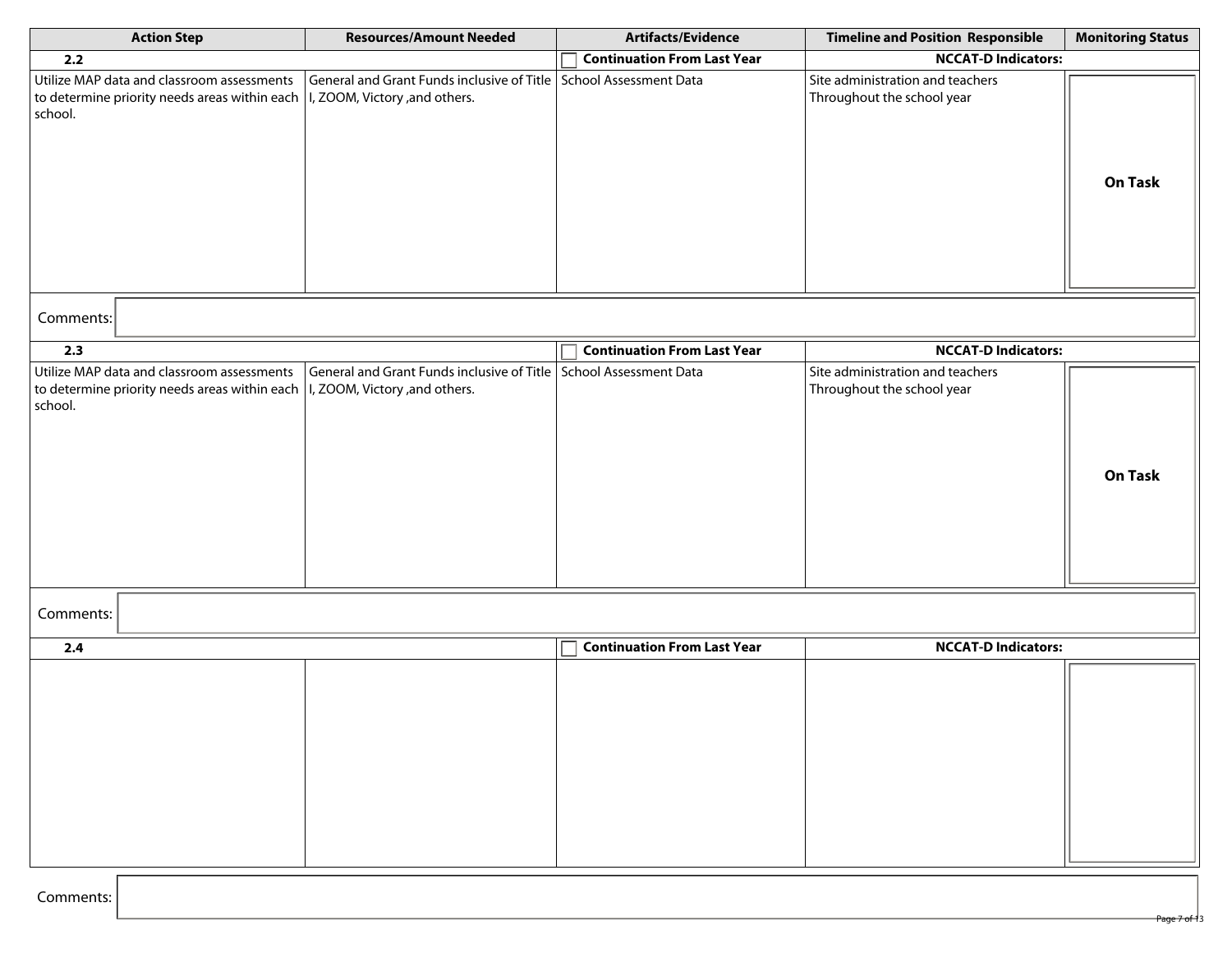| Action Step | Resources/Amount Needed | Artifacts/Evidence | Timeline and Position Responsible | Monitoring Status |
|---|---|---|---|---|
| **2.2** | | ☐ **Continuation From Last Year** | **NCCAT-D Indicators:** | |
| Utilize MAP data and classroom assessments to determine priority needs areas within each school. | General and Grant Funds inclusive of Title I, ZOOM, Victory ,and others. | School Assessment Data | Site administration and teachers Throughout the school year | **On Task** |
| Comments: | | | | |
| **2.3** | | ☐ **Continuation From Last Year** | **NCCAT-D Indicators:** | |
| Utilize MAP data and classroom assessments to determine priority needs areas within each school. | General and Grant Funds inclusive of Title I, ZOOM, Victory ,and others. | School Assessment Data | Site administration and teachers Throughout the school year | **On Task** |
| Comments: | | | | |
| **2.4** | | ☐ **Continuation From Last Year** | **NCCAT-D Indicators:** | |
| | | | | |
| Comments: | | | | |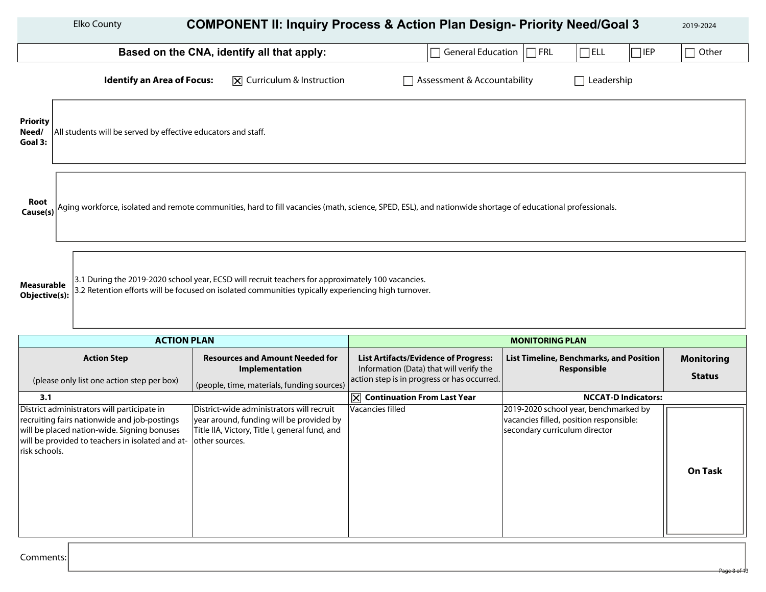Elko County

# COMPONENT II: Inquiry Process & Action Plan Design- Priority Need/Goal 3

2019-2024

**Based on the CNA, identify all that apply:** ☐ General Education ☐ FRL ☐ ELL ☐ IEP ☐ Other

**Identify an Area of Focus:** ☒ Curriculum & Instruction ☐ Assessment & Accountability ☐ Leadership

**Priority Need/ Goal 3:** All students will be served by effective educators and staff.

**Root Cause(s)** Aging workforce, isolated and remote communities, hard to fill vacancies (math, science, SPED, ESL), and nationwide shortage of educational professionals.

**Measurable Objective(s):**
3.1 During the 2019-2020 school year, ECSD will recruit teachers for approximately 100 vacancies.
3.2 Retention efforts will be focused on isolated communities typically experiencing high turnover.

| ACTION PLAN | | MONITORING PLAN | | |
|---|---|---|---|---|
| **Action Step** (please only list one action step per box) | **Resources and Amount Needed for Implementation** (people, time, materials, funding sources) | **List Artifacts/Evidence of Progress:** Information (Data) that will verify the action step is in progress or has occurred. | **List Timeline, Benchmarks, and Position Responsible** | **Monitoring Status** |
| **3.1** | | ☒ **Continuation From Last Year** | **NCCAT-D Indicators:** | |
| District administrators will participate in recruiting fairs nationwide and job-postings will be placed nation-wide. Signing bonuses will be provided to teachers in isolated and at-risk schools. | District-wide administrators will recruit year around, funding will be provided by Title IIA, Victory, Title I, general fund, and other sources. | Vacancies filled | 2019-2020 school year, benchmarked by vacancies filled, position responsible: secondary curriculum director | **On Task** |

Comments: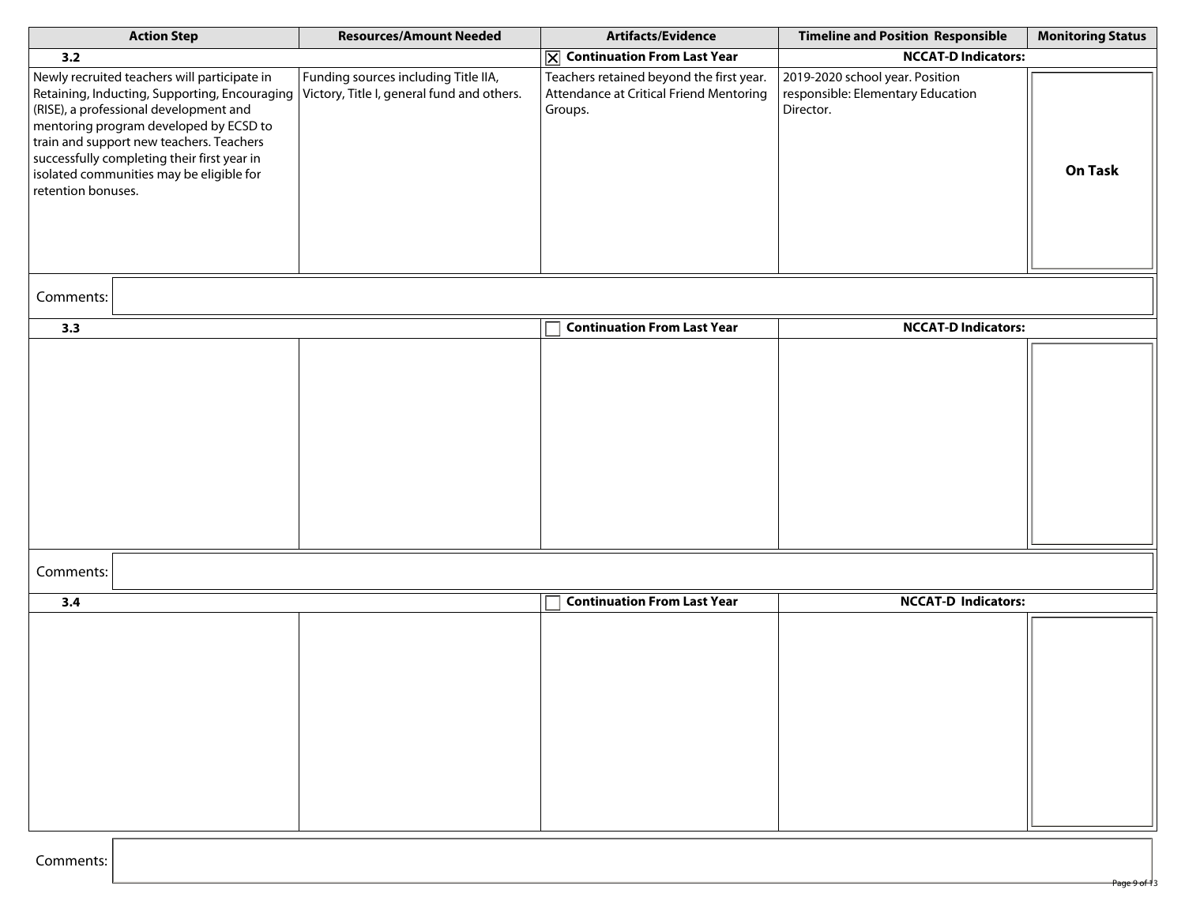| Action Step | Resources/Amount Needed | Artifacts/Evidence | Timeline and Position Responsible | Monitoring Status |
|---|---|---|---|---|
| **3.2** | | ☒ **Continuation From Last Year** | **NCCAT-D Indicators:** | |
| Newly recruited teachers will participate in Retaining, Inducting, Supporting, Encouraging (RISE), a professional development and mentoring program developed by ECSD to train and support new teachers. Teachers successfully completing their first year in isolated communities may be eligible for retention bonuses. | Funding sources including Title IIA, Victory, Title I, general fund and others. | Teachers retained beyond the first year. Attendance at Critical Friend Mentoring Groups. | 2019-2020 school year. Position responsible: Elementary Education Director. | **On Task** |
| Comments: | | | | |
| **3.3** | | ☐ **Continuation From Last Year** | **NCCAT-D Indicators:** | |
| | | | | |
| Comments: | | | | |
| **3.4** | | ☐ **Continuation From Last Year** | **NCCAT-D Indicators:** | |
| | | | | |
| Comments: | | | | |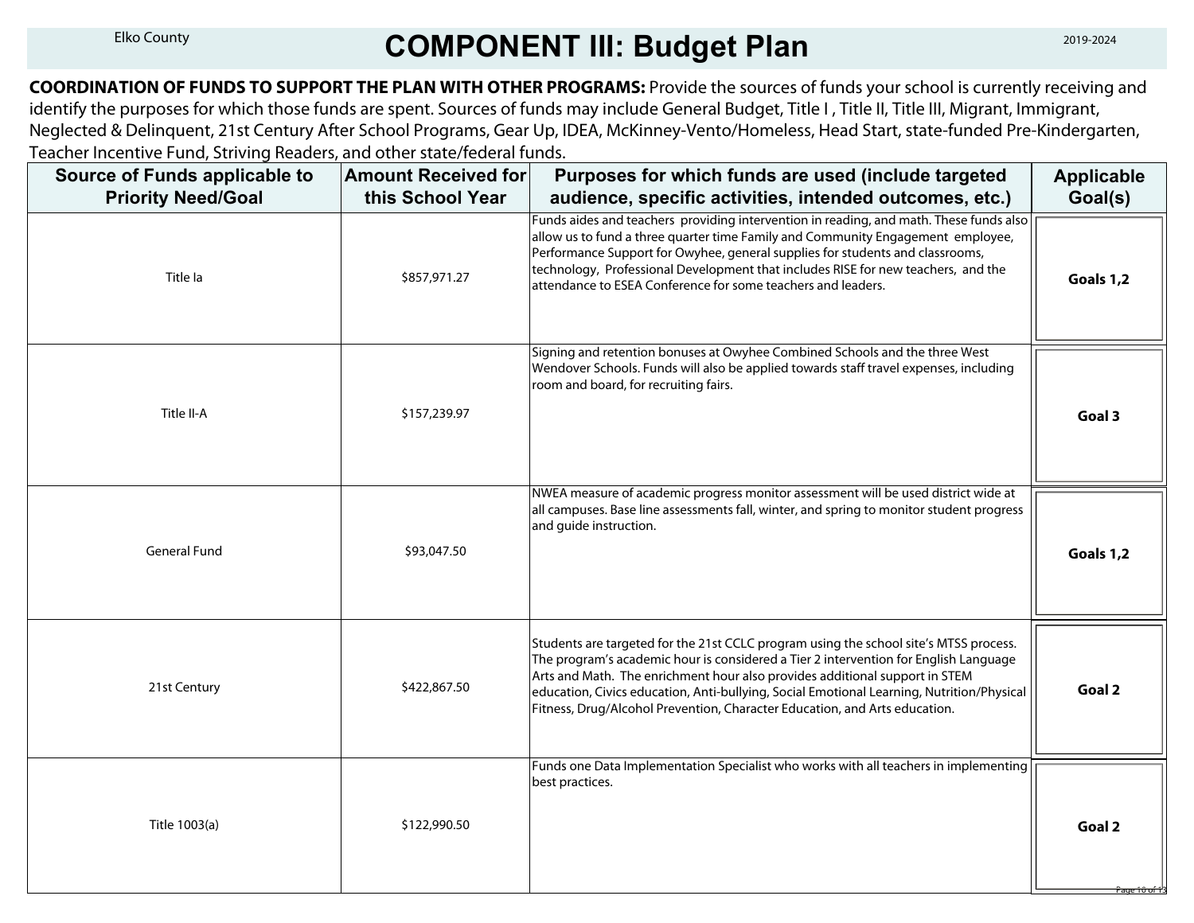# COMPONENT III: Budget Plan

Elko County — 2019-2024

**COORDINATION OF FUNDS TO SUPPORT THE PLAN WITH OTHER PROGRAMS:** Provide the sources of funds your school is currently receiving and identify the purposes for which those funds are spent. Sources of funds may include General Budget, Title I , Title II, Title III, Migrant, Immigrant, Neglected & Delinquent, 21st Century After School Programs, Gear Up, IDEA, McKinney-Vento/Homeless, Head Start, state-funded Pre-Kindergarten, Teacher Incentive Fund, Striving Readers, and other state/federal funds.

| Source of Funds applicable to Priority Need/Goal | Amount Received for this School Year | Purposes for which funds are used (include targeted audience, specific activities, intended outcomes, etc.) | Applicable Goal(s) |
|---|---|---|---|
| Title Ia | $857,971.27 | Funds aides and teachers providing intervention in reading, and math. These funds also allow us to fund a three quarter time Family and Community Engagement employee, Performance Support for Owyhee, general supplies for students and classrooms, technology, Professional Development that includes RISE for new teachers, and the attendance to ESEA Conference for some teachers and leaders. | **Goals 1,2** |
| Title II-A | $157,239.97 | Signing and retention bonuses at Owyhee Combined Schools and the three West Wendover Schools. Funds will also be applied towards staff travel expenses, including room and board, for recruiting fairs. | **Goal 3** |
| General Fund | $93,047.50 | NWEA measure of academic progress monitor assessment will be used district wide at all campuses. Base line assessments fall, winter, and spring to monitor student progress and guide instruction. | **Goals 1,2** |
| 21st Century | $422,867.50 | Students are targeted for the 21st CCLC program using the school site's MTSS process. The program's academic hour is considered a Tier 2 intervention for English Language Arts and Math. The enrichment hour also provides additional support in STEM education, Civics education, Anti-bullying, Social Emotional Learning, Nutrition/Physical Fitness, Drug/Alcohol Prevention, Character Education, and Arts education. | **Goal 2** |
| Title 1003(a) | $122,990.50 | Funds one Data Implementation Specialist who works with all teachers in implementing best practices. | **Goal 2** |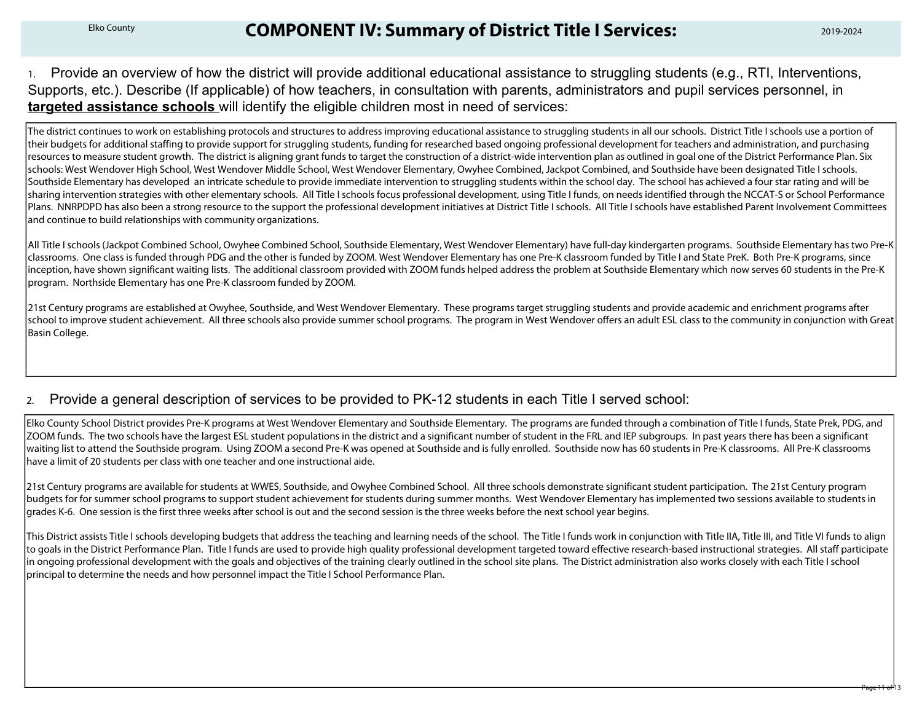# COMPONENT IV: Summary of District Title I Services:

1. Provide an overview of how the district will provide additional educational assistance to struggling students (e.g., RTI, Interventions, Supports, etc.). Describe (If applicable) of how teachers, in consultation with parents, administrators and pupil services personnel, in **targeted assistance schools** will identify the eligible children most in need of services:

The district continues to work on establishing protocols and structures to address improving educational assistance to struggling students in all our schools. District Title I schools use a portion of their budgets for additional staffing to provide support for struggling students, funding for researched based ongoing professional development for teachers and administration, and purchasing resources to measure student growth. The district is aligning grant funds to target the construction of a district-wide intervention plan as outlined in goal one of the District Performance Plan. Six schools: West Wendover High School, West Wendover Middle School, West Wendover Elementary, Owyhee Combined, Jackpot Combined, and Southside have been designated Title I schools. Southside Elementary has developed an intricate schedule to provide immediate intervention to struggling students within the school day. The school has achieved a four star rating and will be sharing intervention strategies with other elementary schools. All Title I schools focus professional development, using Title I funds, on needs identified through the NCCAT-S or School Performance Plans. NNRPDPD has also been a strong resource to the support the professional development initiatives at District Title I schools. All Title I schools have established Parent Involvement Committees and continue to build relationships with community organizations.

All Title I schools (Jackpot Combined School, Owyhee Combined School, Southside Elementary, West Wendover Elementary) have full-day kindergarten programs. Southside Elementary has two Pre-K classrooms. One class is funded through PDG and the other is funded by ZOOM. West Wendover Elementary has one Pre-K classroom funded by Title I and State PreK. Both Pre-K programs, since inception, have shown significant waiting lists. The additional classroom provided with ZOOM funds helped address the problem at Southside Elementary which now serves 60 students in the Pre-K program. Northside Elementary has one Pre-K classroom funded by ZOOM.

21st Century programs are established at Owyhee, Southside, and West Wendover Elementary. These programs target struggling students and provide academic and enrichment programs after school to improve student achievement. All three schools also provide summer school programs. The program in West Wendover offers an adult ESL class to the community in conjunction with Great Basin College.

2. Provide a general description of services to be provided to PK-12 students in each Title I served school:

Elko County School District provides Pre-K programs at West Wendover Elementary and Southside Elementary. The programs are funded through a combination of Title I funds, State Prek, PDG, and ZOOM funds. The two schools have the largest ESL student populations in the district and a significant number of student in the FRL and IEP subgroups. In past years there has been a significant waiting list to attend the Southside program. Using ZOOM a second Pre-K was opened at Southside and is fully enrolled. Southside now has 60 students in Pre-K classrooms. All Pre-K classrooms have a limit of 20 students per class with one teacher and one instructional aide.

21st Century programs are available for students at WWES, Southside, and Owyhee Combined School. All three schools demonstrate significant student participation. The 21st Century program budgets for for summer school programs to support student achievement for students during summer months. West Wendover Elementary has implemented two sessions available to students in grades K-6. One session is the first three weeks after school is out and the second session is the three weeks before the next school year begins.

This District assists Title I schools developing budgets that address the teaching and learning needs of the school. The Title I funds work in conjunction with Title IIA, Title III, and Title VI funds to align to goals in the District Performance Plan. Title I funds are used to provide high quality professional development targeted toward effective research-based instructional strategies. All staff participate in ongoing professional development with the goals and objectives of the training clearly outlined in the school site plans. The District administration also works closely with each Title I school principal to determine the needs and how personnel impact the Title I School Performance Plan.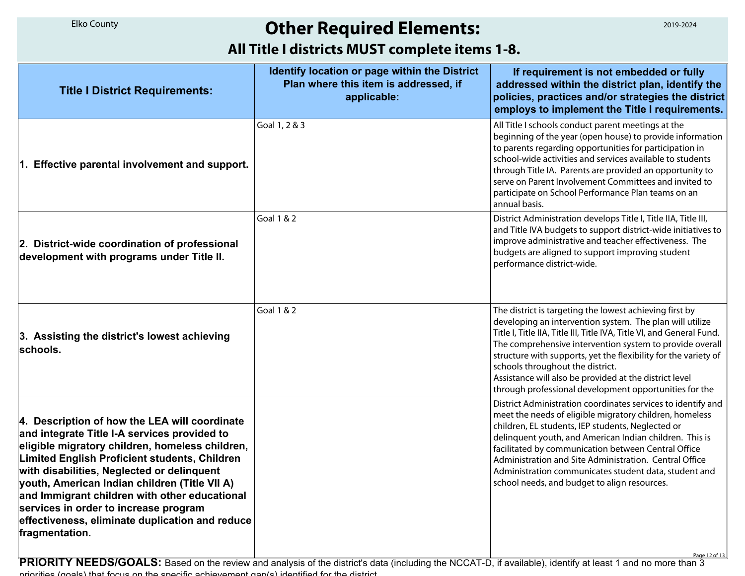# Other Required Elements:

## All Title I districts MUST complete items 1-8.

| Title I District Requirements: | Identify location or page within the District Plan where this item is addressed, if applicable: | If requirement is not embedded or fully addressed within the district plan, identify the policies, practices and/or strategies the district employs to implement the Title I requirements. |
|---|---|---|
| **1. Effective parental involvement and support.** | Goal 1, 2 & 3 | All Title I schools conduct parent meetings at the beginning of the year (open house) to provide information to parents regarding opportunities for participation in school-wide activities and services available to students through Title IA. Parents are provided an opportunity to serve on Parent Involvement Committees and invited to participate on School Performance Plan teams on an annual basis. |
| **2. District-wide coordination of professional development with programs under Title II.** | Goal 1 & 2 | District Administration develops Title I, Title IIA, Title III, and Title IVA budgets to support district-wide initiatives to improve administrative and teacher effectiveness. The budgets are aligned to support improving student performance district-wide. |
| **3. Assisting the district's lowest achieving schools.** | Goal 1 & 2 | The district is targeting the lowest achieving first by developing an intervention system. The plan will utilize Title I, Title IIA, Title III, Title IVA, Title VI, and General Fund. The comprehensive intervention system to provide overall structure with supports, yet the flexibility for the variety of schools throughout the district. Assistance will also be provided at the district level through professional development opportunities for the |
| **4. Description of how the LEA will coordinate and integrate Title I-A services provided to eligible migratory children, homeless children, Limited English Proficient students, Children with disabilities, Neglected or delinquent youth, American Indian children (Title VII A) and Immigrant children with other educational services in order to increase program effectiveness, eliminate duplication and reduce fragmentation.** | | District Administration coordinates services to identify and meet the needs of eligible migratory children, homeless children, EL students, IEP students, Neglected or delinquent youth, and American Indian children. This is facilitated by communication between Central Office Administration and Site Administration. Central Office Administration communicates student data, student and school needs, and budget to align resources. |

**PRIORITY NEEDS/GOALS:** Based on the review and analysis of the district's data (including the NCCAT-D, if available), identify at least 1 and no more than 3 priorities (goals) that focus on the specific achievement gap(s) identified for the district.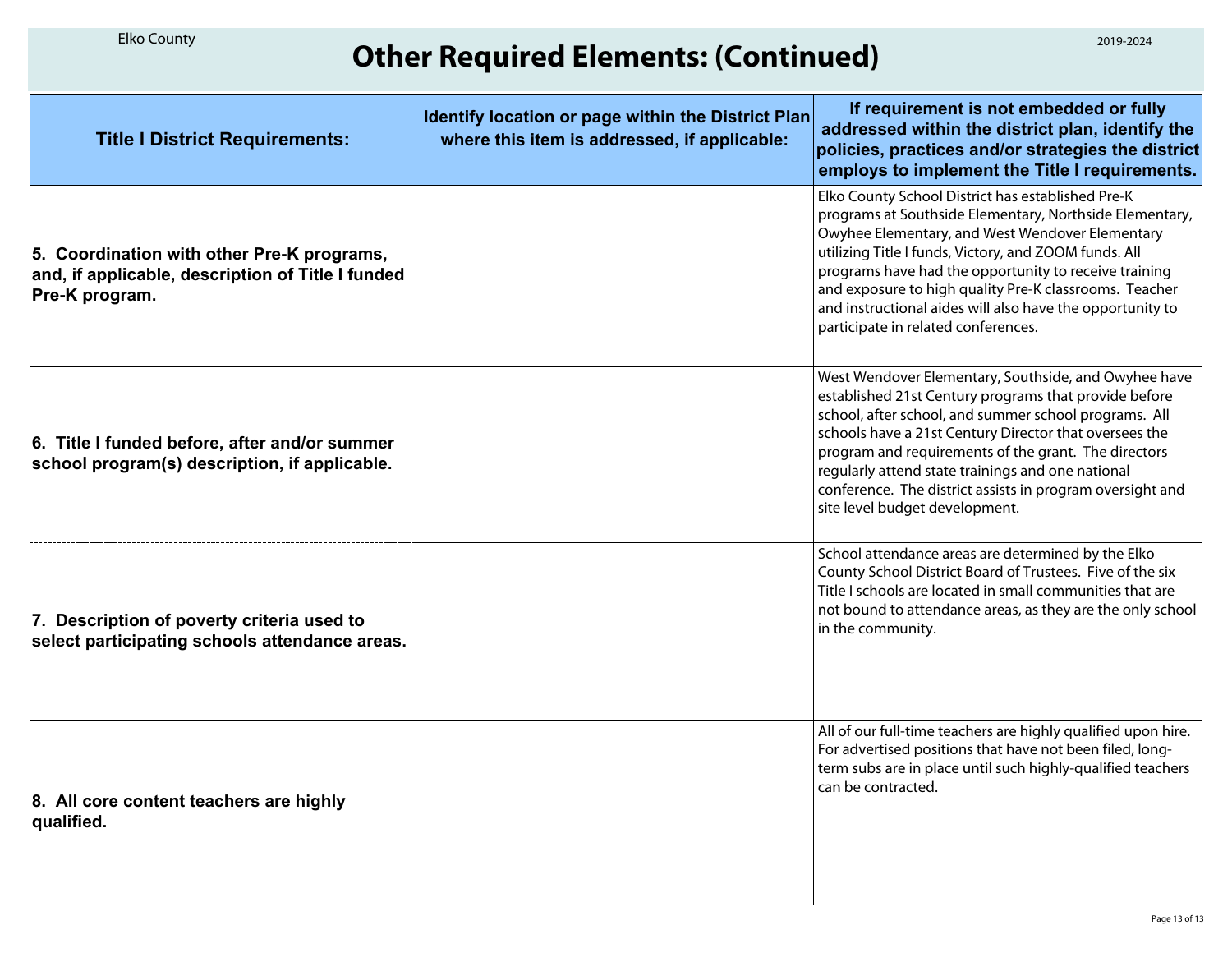# Other Required Elements: (Continued)

| Title I District Requirements: | Identify location or page within the District Plan where this item is addressed, if applicable: | If requirement is not embedded or fully addressed within the district plan, identify the policies, practices and/or strategies the district employs to implement the Title I requirements. |
|---|---|---|
| **5. Coordination with other Pre-K programs, and, if applicable, description of Title I funded Pre-K program.** | | Elko County School District has established Pre-K programs at Southside Elementary, Northside Elementary, Owyhee Elementary, and West Wendover Elementary utilizing Title I funds, Victory, and ZOOM funds. All programs have had the opportunity to receive training and exposure to high quality Pre-K classrooms. Teacher and instructional aides will also have the opportunity to participate in related conferences. |
| **6. Title I funded before, after and/or summer school program(s) description, if applicable.** | | West Wendover Elementary, Southside, and Owyhee have established 21st Century programs that provide before school, after school, and summer school programs. All schools have a 21st Century Director that oversees the program and requirements of the grant. The directors regularly attend state trainings and one national conference. The district assists in program oversight and site level budget development. |
| **7. Description of poverty criteria used to select participating schools attendance areas.** | | School attendance areas are determined by the Elko County School District Board of Trustees. Five of the six Title I schools are located in small communities that are not bound to attendance areas, as they are the only school in the community. |
| **8. All core content teachers are highly qualified.** | | All of our full-time teachers are highly qualified upon hire. For advertised positions that have not been filed, long-term subs are in place until such highly-qualified teachers can be contracted. |